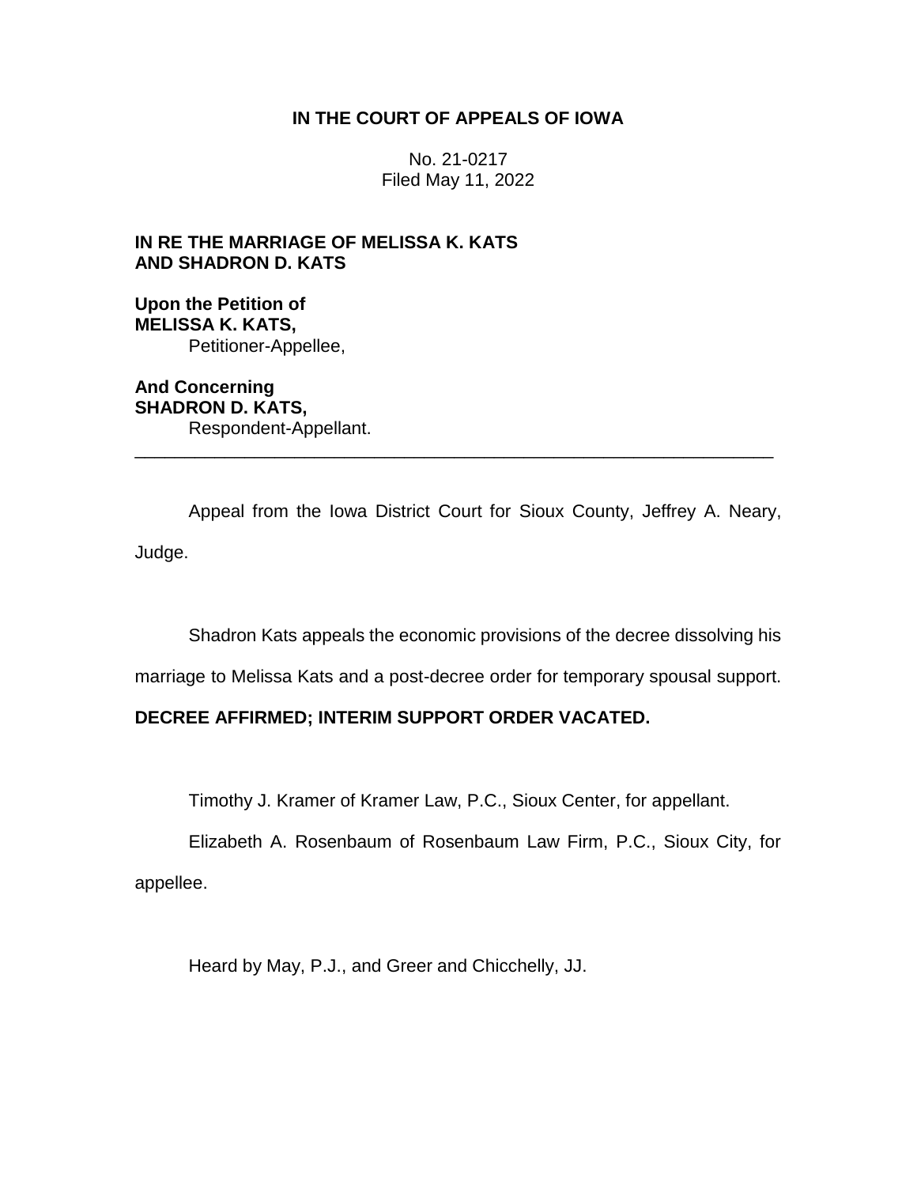**IN THE COURT OF APPEALS OF IOWA**

No. 21-0217
Filed May 11, 2022

**IN RE THE MARRIAGE OF MELISSA K. KATS AND SHADRON D. KATS**

**Upon the Petition of**
**MELISSA K. KATS,**
Petitioner-Appellee,

**And Concerning**
**SHADRON D. KATS,**
Respondent-Appellant.

---

Appeal from the Iowa District Court for Sioux County, Jeffrey A. Neary, Judge.

Shadron Kats appeals the economic provisions of the decree dissolving his marriage to Melissa Kats and a post-decree order for temporary spousal support.

**DECREE AFFIRMED; INTERIM SUPPORT ORDER VACATED.**

Timothy J. Kramer of Kramer Law, P.C., Sioux Center, for appellant.

Elizabeth A. Rosenbaum of Rosenbaum Law Firm, P.C., Sioux City, for appellee.

Heard by May, P.J., and Greer and Chicchelly, JJ.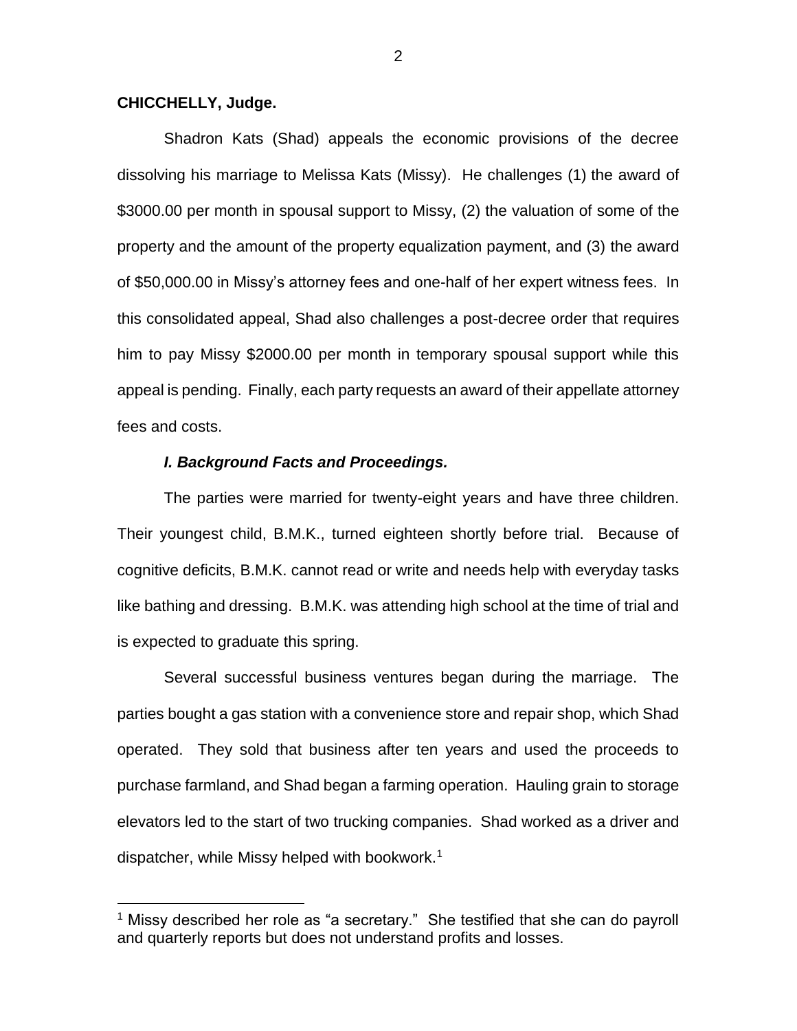**CHICCHELLY, Judge.**

Shadron Kats (Shad) appeals the economic provisions of the decree dissolving his marriage to Melissa Kats (Missy). He challenges (1) the award of $3000.00 per month in spousal support to Missy, (2) the valuation of some of the property and the amount of the property equalization payment, and (3) the award of $50,000.00 in Missy's attorney fees and one-half of her expert witness fees. In this consolidated appeal, Shad also challenges a post-decree order that requires him to pay Missy $2000.00 per month in temporary spousal support while this appeal is pending. Finally, each party requests an award of their appellate attorney fees and costs.

### *I. Background Facts and Proceedings.*

The parties were married for twenty-eight years and have three children. Their youngest child, B.M.K., turned eighteen shortly before trial. Because of cognitive deficits, B.M.K. cannot read or write and needs help with everyday tasks like bathing and dressing. B.M.K. was attending high school at the time of trial and is expected to graduate this spring.

Several successful business ventures began during the marriage. The parties bought a gas station with a convenience store and repair shop, which Shad operated. They sold that business after ten years and used the proceeds to purchase farmland, and Shad began a farming operation. Hauling grain to storage elevators led to the start of two trucking companies. Shad worked as a driver and dispatcher, while Missy helped with bookwork.[1]

[1] Missy described her role as "a secretary." She testified that she can do payroll and quarterly reports but does not understand profits and losses.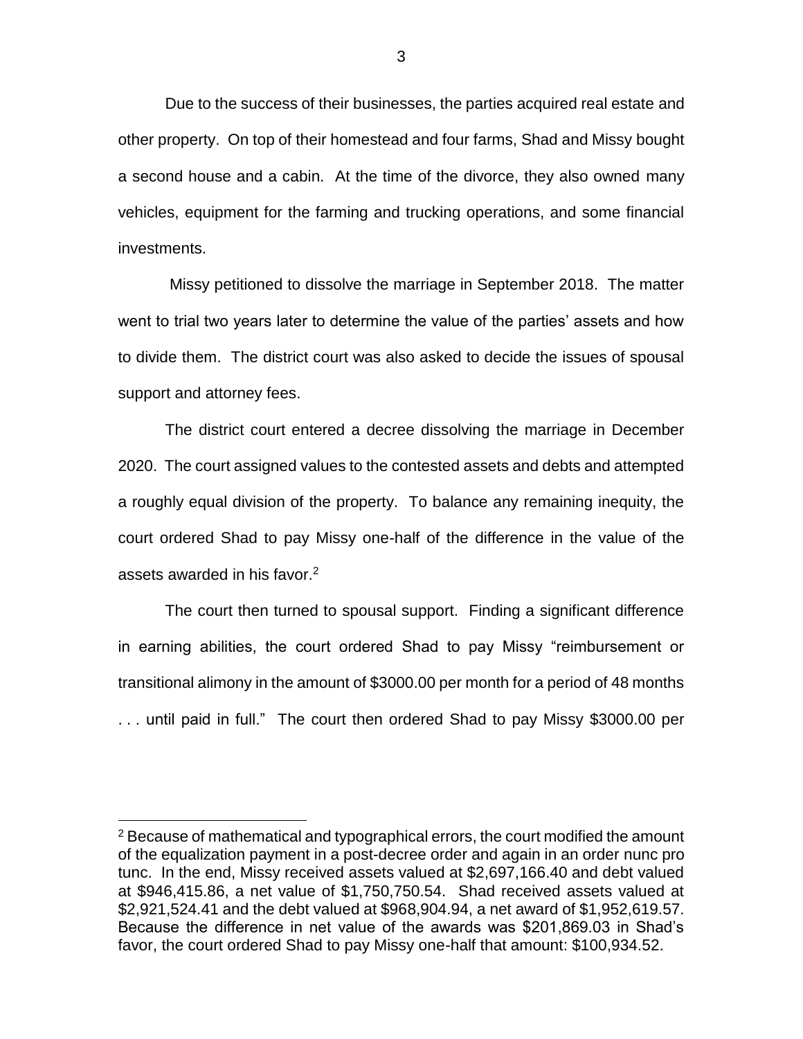Due to the success of their businesses, the parties acquired real estate and other property. On top of their homestead and four farms, Shad and Missy bought a second house and a cabin. At the time of the divorce, they also owned many vehicles, equipment for the farming and trucking operations, and some financial investments.

Missy petitioned to dissolve the marriage in September 2018. The matter went to trial two years later to determine the value of the parties' assets and how to divide them. The district court was also asked to decide the issues of spousal support and attorney fees.

The district court entered a decree dissolving the marriage in December 2020. The court assigned values to the contested assets and debts and attempted a roughly equal division of the property. To balance any remaining inequity, the court ordered Shad to pay Missy one-half of the difference in the value of the assets awarded in his favor.[2]

The court then turned to spousal support. Finding a significant difference in earning abilities, the court ordered Shad to pay Missy "reimbursement or transitional alimony in the amount of $3000.00 per month for a period of 48 months . . . until paid in full." The court then ordered Shad to pay Missy $3000.00 per

---

[2] Because of mathematical and typographical errors, the court modified the amount of the equalization payment in a post-decree order and again in an order nunc pro tunc. In the end, Missy received assets valued at $2,697,166.40 and debt valued at $946,415.86, a net value of $1,750,750.54. Shad received assets valued at $2,921,524.41 and the debt valued at $968,904.94, a net award of $1,952,619.57. Because the difference in net value of the awards was $201,869.03 in Shad's favor, the court ordered Shad to pay Missy one-half that amount: $100,934.52.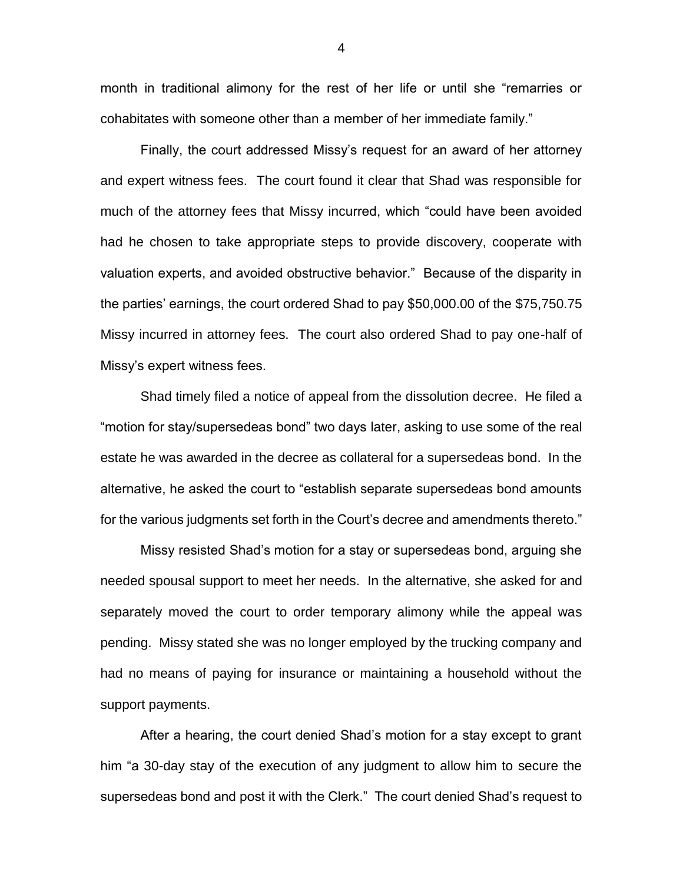month in traditional alimony for the rest of her life or until she "remarries or cohabitates with someone other than a member of her immediate family."

Finally, the court addressed Missy's request for an award of her attorney and expert witness fees. The court found it clear that Shad was responsible for much of the attorney fees that Missy incurred, which "could have been avoided had he chosen to take appropriate steps to provide discovery, cooperate with valuation experts, and avoided obstructive behavior." Because of the disparity in the parties' earnings, the court ordered Shad to pay $50,000.00 of the $75,750.75 Missy incurred in attorney fees. The court also ordered Shad to pay one-half of Missy's expert witness fees.

Shad timely filed a notice of appeal from the dissolution decree. He filed a "motion for stay/supersedeas bond" two days later, asking to use some of the real estate he was awarded in the decree as collateral for a supersedeas bond. In the alternative, he asked the court to "establish separate supersedeas bond amounts for the various judgments set forth in the Court's decree and amendments thereto."

Missy resisted Shad's motion for a stay or supersedeas bond, arguing she needed spousal support to meet her needs. In the alternative, she asked for and separately moved the court to order temporary alimony while the appeal was pending. Missy stated she was no longer employed by the trucking company and had no means of paying for insurance or maintaining a household without the support payments.

After a hearing, the court denied Shad's motion for a stay except to grant him "a 30-day stay of the execution of any judgment to allow him to secure the supersedeas bond and post it with the Clerk." The court denied Shad's request to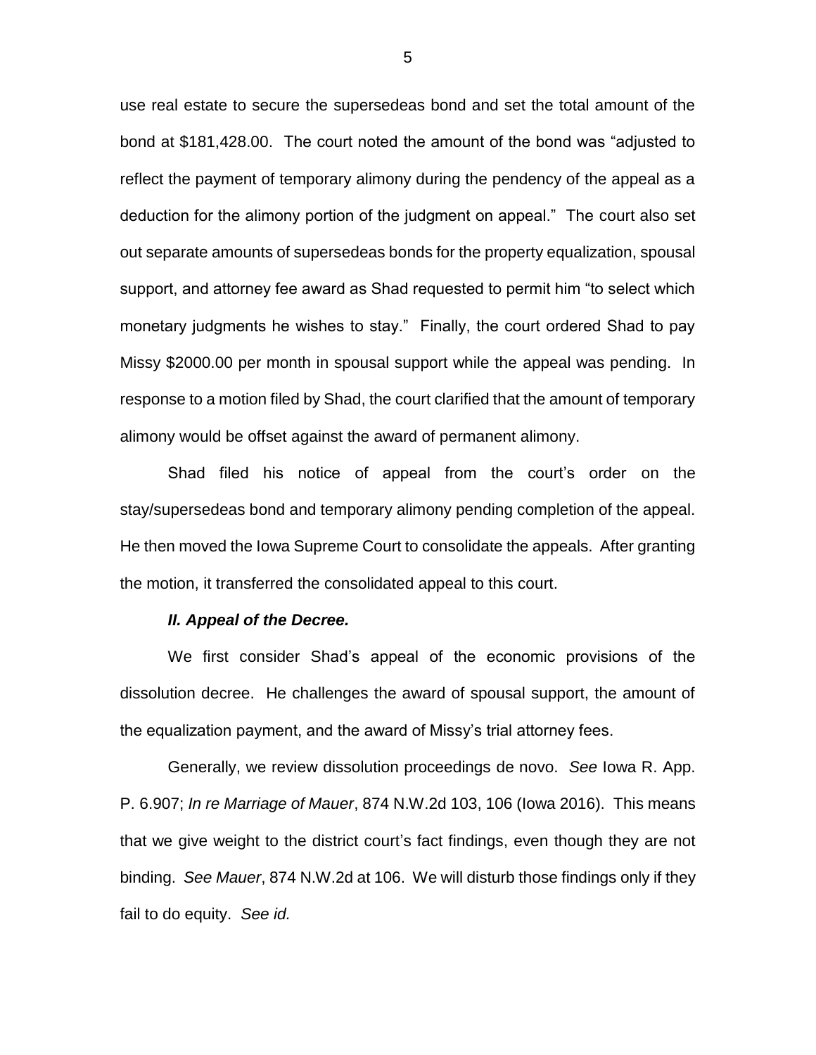use real estate to secure the supersedeas bond and set the total amount of the bond at $181,428.00. The court noted the amount of the bond was "adjusted to reflect the payment of temporary alimony during the pendency of the appeal as a deduction for the alimony portion of the judgment on appeal." The court also set out separate amounts of supersedeas bonds for the property equalization, spousal support, and attorney fee award as Shad requested to permit him "to select which monetary judgments he wishes to stay." Finally, the court ordered Shad to pay Missy $2000.00 per month in spousal support while the appeal was pending. In response to a motion filed by Shad, the court clarified that the amount of temporary alimony would be offset against the award of permanent alimony.

Shad filed his notice of appeal from the court's order on the stay/supersedeas bond and temporary alimony pending completion of the appeal. He then moved the Iowa Supreme Court to consolidate the appeals. After granting the motion, it transferred the consolidated appeal to this court.

***II. Appeal of the Decree.***

We first consider Shad's appeal of the economic provisions of the dissolution decree. He challenges the award of spousal support, the amount of the equalization payment, and the award of Missy's trial attorney fees.

Generally, we review dissolution proceedings de novo. *See* Iowa R. App. P. 6.907; *In re Marriage of Mauer*, 874 N.W.2d 103, 106 (Iowa 2016). This means that we give weight to the district court's fact findings, even though they are not binding. *See Mauer*, 874 N.W.2d at 106. We will disturb those findings only if they fail to do equity. *See id.*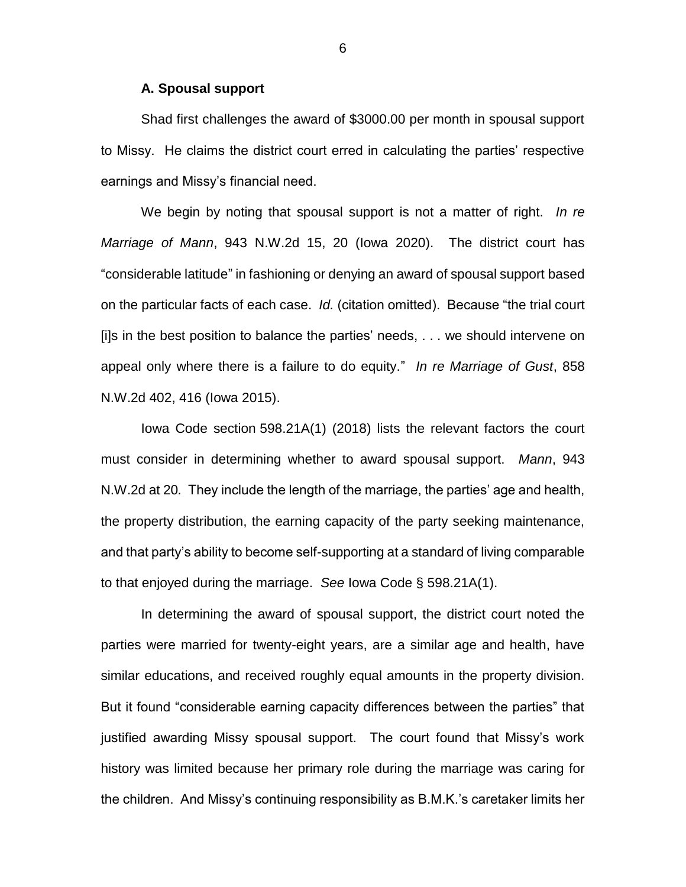### A. Spousal support

Shad first challenges the award of $3000.00 per month in spousal support to Missy. He claims the district court erred in calculating the parties' respective earnings and Missy's financial need.

We begin by noting that spousal support is not a matter of right. *In re Marriage of Mann*, 943 N.W.2d 15, 20 (Iowa 2020). The district court has "considerable latitude" in fashioning or denying an award of spousal support based on the particular facts of each case. *Id.* (citation omitted). Because "the trial court [i]s in the best position to balance the parties' needs, . . . we should intervene on appeal only where there is a failure to do equity." *In re Marriage of Gust*, 858 N.W.2d 402, 416 (Iowa 2015).

Iowa Code section 598.21A(1) (2018) lists the relevant factors the court must consider in determining whether to award spousal support. *Mann*, 943 N.W.2d at 20. They include the length of the marriage, the parties' age and health, the property distribution, the earning capacity of the party seeking maintenance, and that party's ability to become self-supporting at a standard of living comparable to that enjoyed during the marriage. *See* Iowa Code § 598.21A(1).

In determining the award of spousal support, the district court noted the parties were married for twenty-eight years, are a similar age and health, have similar educations, and received roughly equal amounts in the property division. But it found "considerable earning capacity differences between the parties" that justified awarding Missy spousal support. The court found that Missy's work history was limited because her primary role during the marriage was caring for the children. And Missy's continuing responsibility as B.M.K.'s caretaker limits her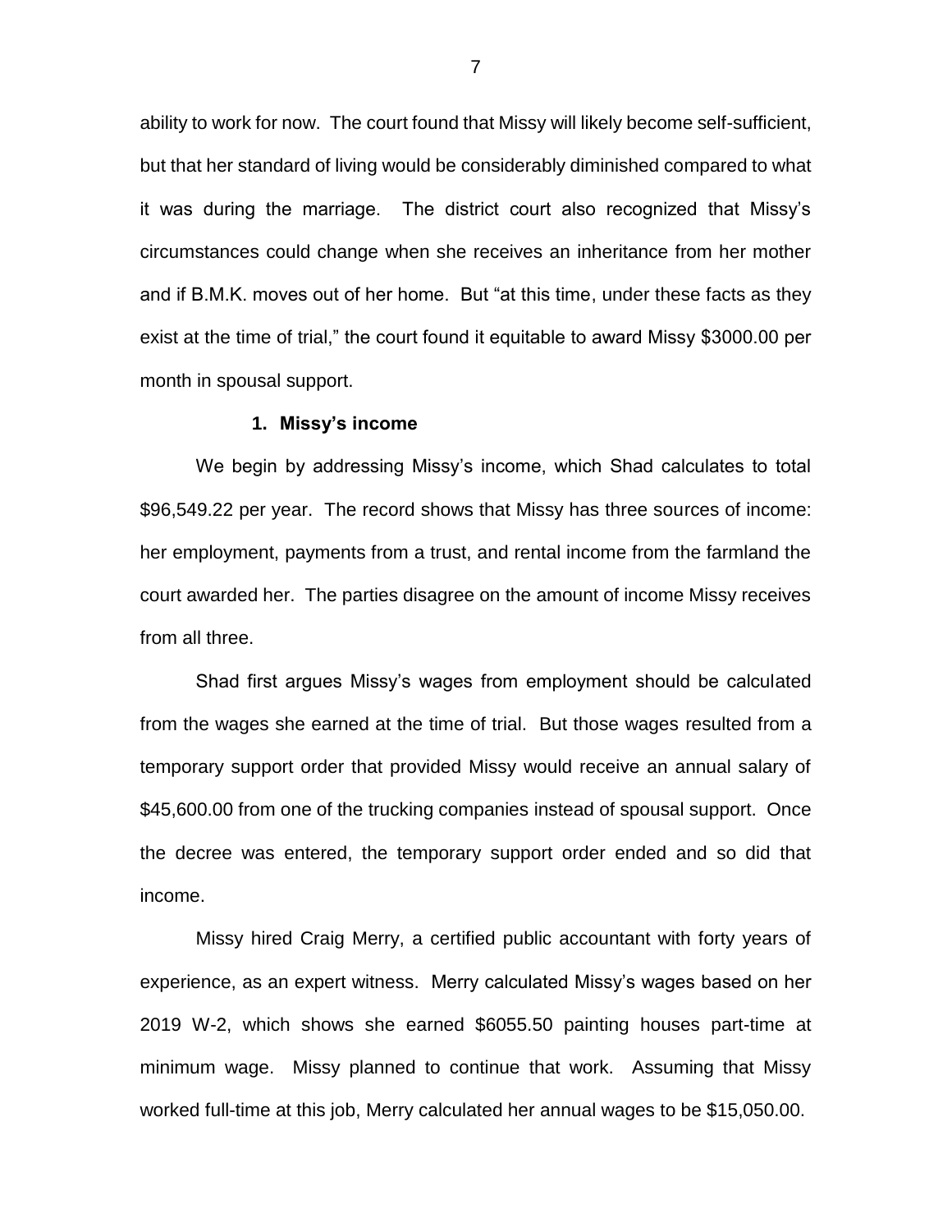ability to work for now. The court found that Missy will likely become self-sufficient, but that her standard of living would be considerably diminished compared to what it was during the marriage. The district court also recognized that Missy's circumstances could change when she receives an inheritance from her mother and if B.M.K. moves out of her home. But "at this time, under these facts as they exist at the time of trial," the court found it equitable to award Missy $3000.00 per month in spousal support.

### 1. Missy's income

We begin by addressing Missy's income, which Shad calculates to total $96,549.22 per year. The record shows that Missy has three sources of income: her employment, payments from a trust, and rental income from the farmland the court awarded her. The parties disagree on the amount of income Missy receives from all three.

Shad first argues Missy's wages from employment should be calculated from the wages she earned at the time of trial. But those wages resulted from a temporary support order that provided Missy would receive an annual salary of $45,600.00 from one of the trucking companies instead of spousal support. Once the decree was entered, the temporary support order ended and so did that income.

Missy hired Craig Merry, a certified public accountant with forty years of experience, as an expert witness. Merry calculated Missy's wages based on her 2019 W-2, which shows she earned $6055.50 painting houses part-time at minimum wage. Missy planned to continue that work. Assuming that Missy worked full-time at this job, Merry calculated her annual wages to be $15,050.00.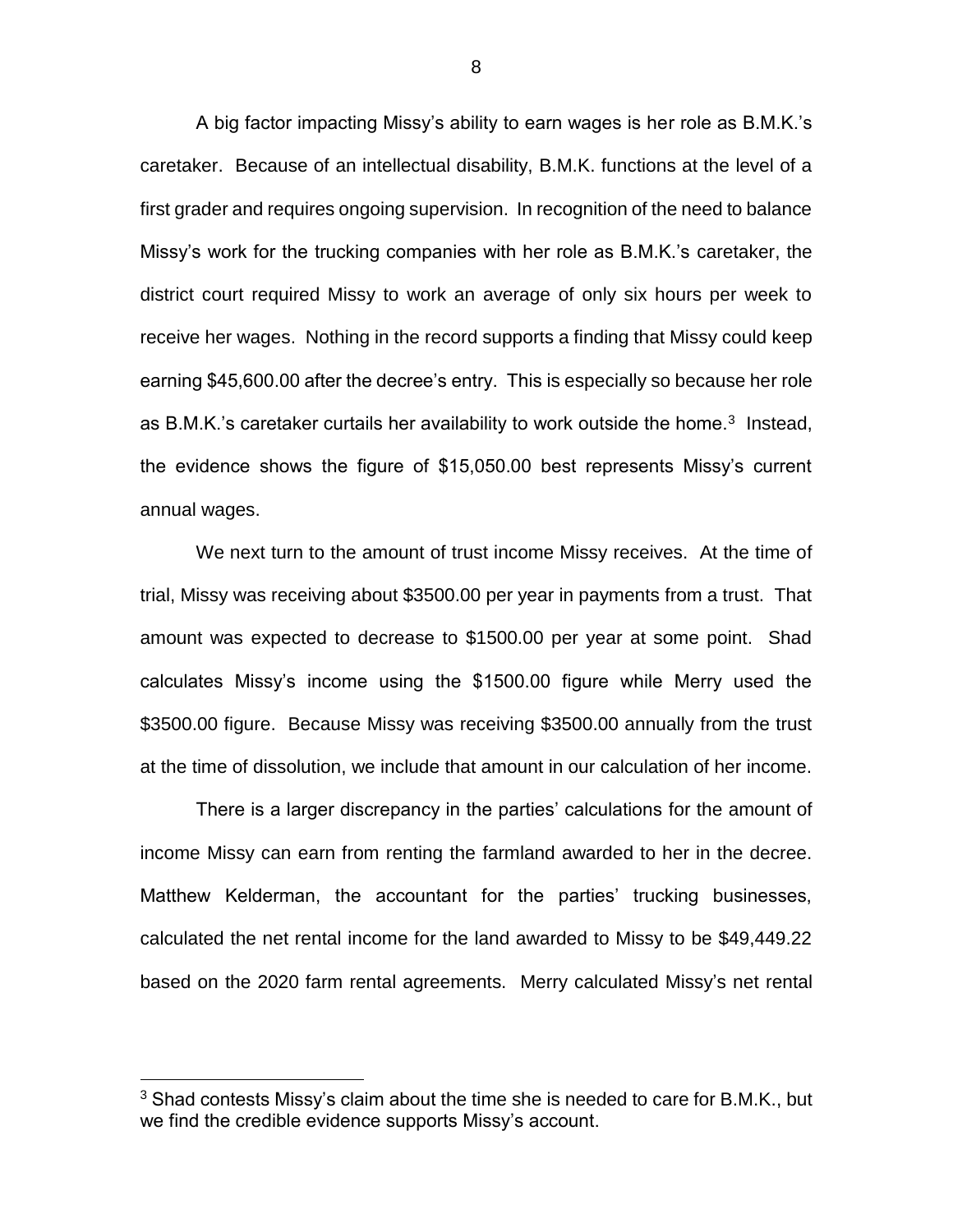A big factor impacting Missy's ability to earn wages is her role as B.M.K.'s caretaker. Because of an intellectual disability, B.M.K. functions at the level of a first grader and requires ongoing supervision. In recognition of the need to balance Missy's work for the trucking companies with her role as B.M.K.'s caretaker, the district court required Missy to work an average of only six hours per week to receive her wages. Nothing in the record supports a finding that Missy could keep earning $45,600.00 after the decree's entry. This is especially so because her role as B.M.K.'s caretaker curtails her availability to work outside the home.[3] Instead, the evidence shows the figure of $15,050.00 best represents Missy's current annual wages.

We next turn to the amount of trust income Missy receives. At the time of trial, Missy was receiving about $3500.00 per year in payments from a trust. That amount was expected to decrease to $1500.00 per year at some point. Shad calculates Missy's income using the $1500.00 figure while Merry used the $3500.00 figure. Because Missy was receiving $3500.00 annually from the trust at the time of dissolution, we include that amount in our calculation of her income.

There is a larger discrepancy in the parties' calculations for the amount of income Missy can earn from renting the farmland awarded to her in the decree. Matthew Kelderman, the accountant for the parties' trucking businesses, calculated the net rental income for the land awarded to Missy to be $49,449.22 based on the 2020 farm rental agreements. Merry calculated Missy's net rental

[3] Shad contests Missy's claim about the time she is needed to care for B.M.K., but we find the credible evidence supports Missy's account.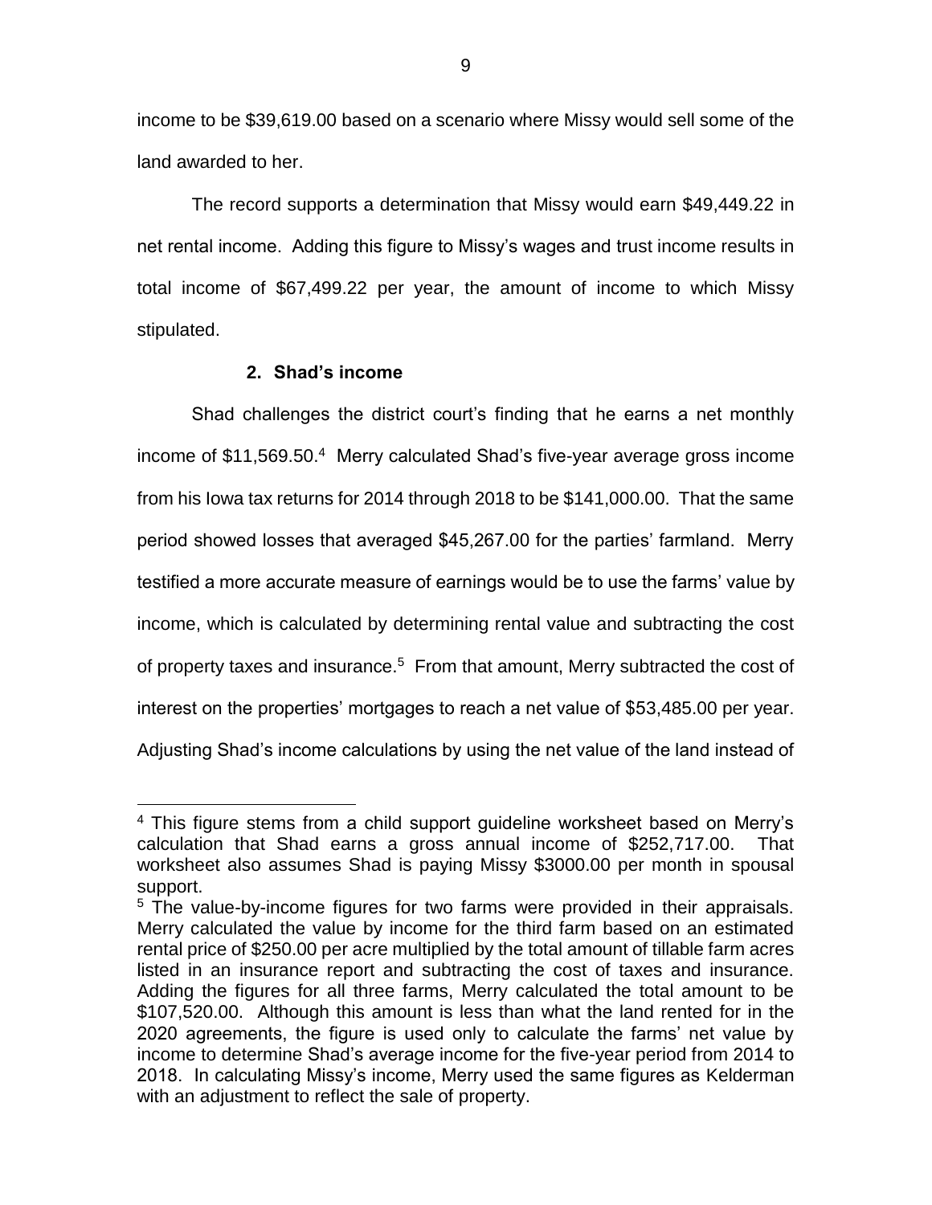income to be $39,619.00 based on a scenario where Missy would sell some of the land awarded to her.

The record supports a determination that Missy would earn $49,449.22 in net rental income. Adding this figure to Missy's wages and trust income results in total income of $67,499.22 per year, the amount of income to which Missy stipulated.

### 2. Shad's income

Shad challenges the district court's finding that he earns a net monthly income of $11,569.50.[4] Merry calculated Shad's five-year average gross income from his Iowa tax returns for 2014 through 2018 to be $141,000.00. That the same period showed losses that averaged $45,267.00 for the parties' farmland. Merry testified a more accurate measure of earnings would be to use the farms' value by income, which is calculated by determining rental value and subtracting the cost of property taxes and insurance.[5] From that amount, Merry subtracted the cost of interest on the properties' mortgages to reach a net value of $53,485.00 per year. Adjusting Shad's income calculations by using the net value of the land instead of

---

[4] This figure stems from a child support guideline worksheet based on Merry's calculation that Shad earns a gross annual income of $252,717.00. That worksheet also assumes Shad is paying Missy $3000.00 per month in spousal support.

[5] The value-by-income figures for two farms were provided in their appraisals. Merry calculated the value by income for the third farm based on an estimated rental price of $250.00 per acre multiplied by the total amount of tillable farm acres listed in an insurance report and subtracting the cost of taxes and insurance. Adding the figures for all three farms, Merry calculated the total amount to be $107,520.00. Although this amount is less than what the land rented for in the 2020 agreements, the figure is used only to calculate the farms' net value by income to determine Shad's average income for the five-year period from 2014 to 2018. In calculating Missy's income, Merry used the same figures as Kelderman with an adjustment to reflect the sale of property.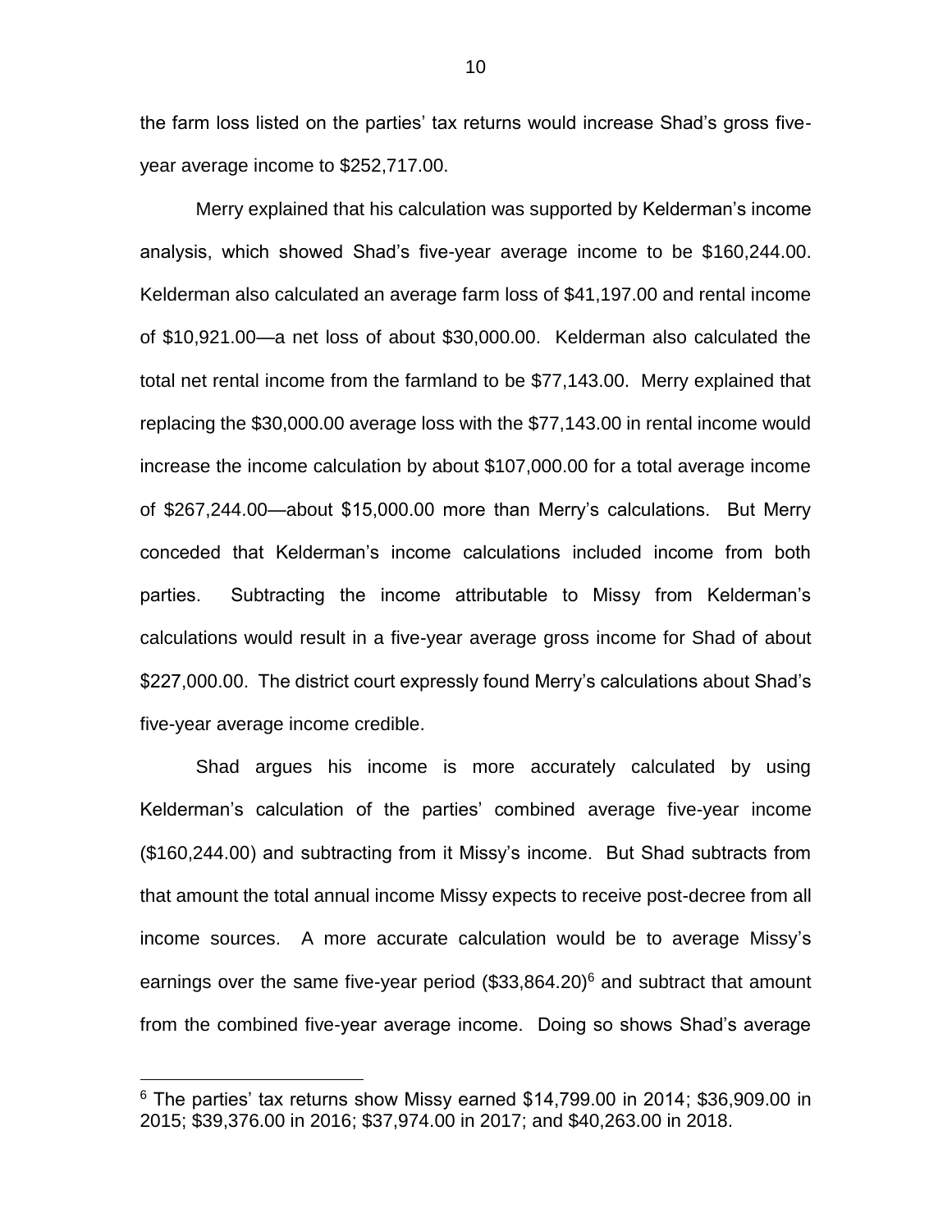the farm loss listed on the parties' tax returns would increase Shad's gross five-year average income to $252,717.00.

Merry explained that his calculation was supported by Kelderman's income analysis, which showed Shad's five-year average income to be $160,244.00. Kelderman also calculated an average farm loss of $41,197.00 and rental income of $10,921.00—a net loss of about $30,000.00. Kelderman also calculated the total net rental income from the farmland to be $77,143.00. Merry explained that replacing the $30,000.00 average loss with the $77,143.00 in rental income would increase the income calculation by about $107,000.00 for a total average income of $267,244.00—about $15,000.00 more than Merry's calculations. But Merry conceded that Kelderman's income calculations included income from both parties. Subtracting the income attributable to Missy from Kelderman's calculations would result in a five-year average gross income for Shad of about $227,000.00. The district court expressly found Merry's calculations about Shad's five-year average income credible.

Shad argues his income is more accurately calculated by using Kelderman's calculation of the parties' combined average five-year income ($160,244.00) and subtracting from it Missy's income. But Shad subtracts from that amount the total annual income Missy expects to receive post-decree from all income sources. A more accurate calculation would be to average Missy's earnings over the same five-year period ($33,864.20)[6] and subtract that amount from the combined five-year average income. Doing so shows Shad's average

[6] The parties' tax returns show Missy earned $14,799.00 in 2014; $36,909.00 in 2015; $39,376.00 in 2016; $37,974.00 in 2017; and $40,263.00 in 2018.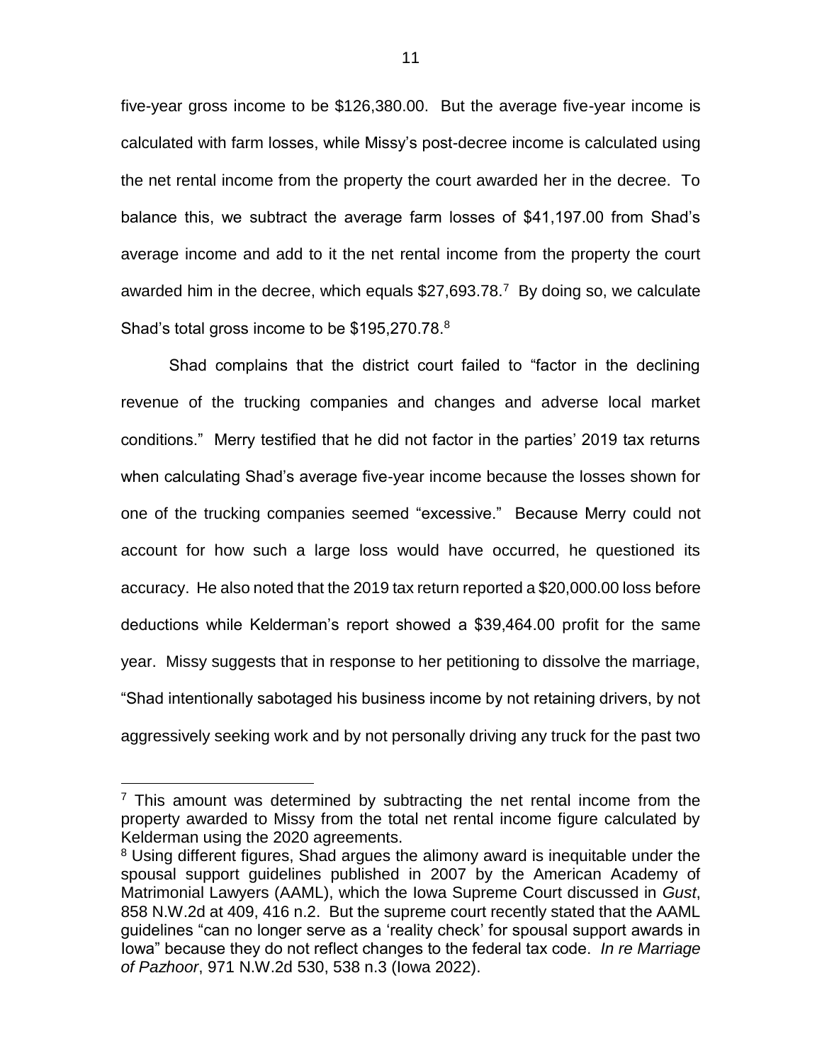five-year gross income to be $126,380.00. But the average five-year income is calculated with farm losses, while Missy's post-decree income is calculated using the net rental income from the property the court awarded her in the decree. To balance this, we subtract the average farm losses of $41,197.00 from Shad's average income and add to it the net rental income from the property the court awarded him in the decree, which equals $27,693.78.[7] By doing so, we calculate Shad's total gross income to be $195,270.78.[8]

Shad complains that the district court failed to "factor in the declining revenue of the trucking companies and changes and adverse local market conditions." Merry testified that he did not factor in the parties' 2019 tax returns when calculating Shad's average five-year income because the losses shown for one of the trucking companies seemed "excessive." Because Merry could not account for how such a large loss would have occurred, he questioned its accuracy. He also noted that the 2019 tax return reported a $20,000.00 loss before deductions while Kelderman's report showed a $39,464.00 profit for the same year. Missy suggests that in response to her petitioning to dissolve the marriage, "Shad intentionally sabotaged his business income by not retaining drivers, by not aggressively seeking work and by not personally driving any truck for the past two

---

[7] This amount was determined by subtracting the net rental income from the property awarded to Missy from the total net rental income figure calculated by Kelderman using the 2020 agreements.

[8] Using different figures, Shad argues the alimony award is inequitable under the spousal support guidelines published in 2007 by the American Academy of Matrimonial Lawyers (AAML), which the Iowa Supreme Court discussed in *Gust*, 858 N.W.2d at 409, 416 n.2. But the supreme court recently stated that the AAML guidelines "can no longer serve as a 'reality check' for spousal support awards in Iowa" because they do not reflect changes to the federal tax code. *In re Marriage of Pazhoor*, 971 N.W.2d 530, 538 n.3 (Iowa 2022).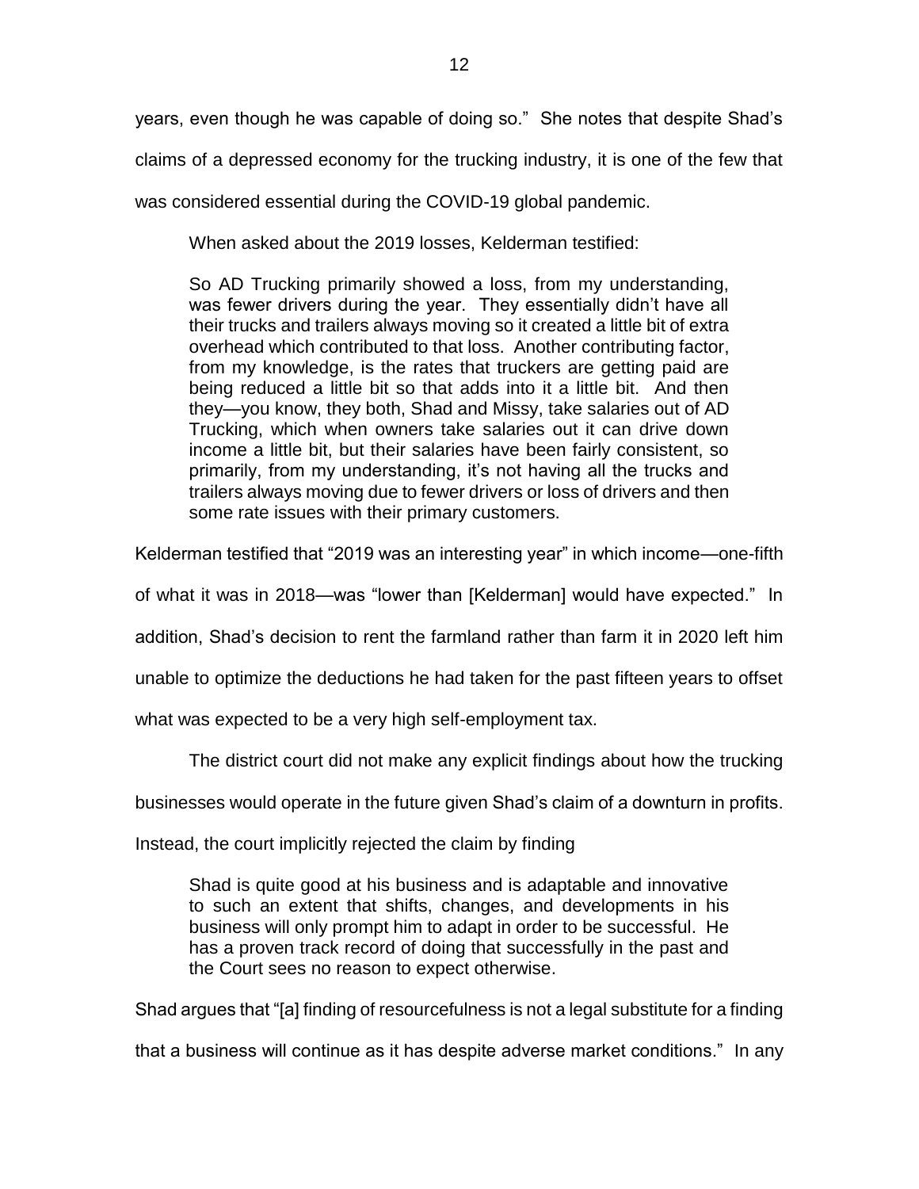years, even though he was capable of doing so." She notes that despite Shad's claims of a depressed economy for the trucking industry, it is one of the few that was considered essential during the COVID-19 global pandemic.

When asked about the 2019 losses, Kelderman testified:

> So AD Trucking primarily showed a loss, from my understanding, was fewer drivers during the year. They essentially didn't have all their trucks and trailers always moving so it created a little bit of extra overhead which contributed to that loss. Another contributing factor, from my knowledge, is the rates that truckers are getting paid are being reduced a little bit so that adds into it a little bit. And then they—you know, they both, Shad and Missy, take salaries out of AD Trucking, which when owners take salaries out it can drive down income a little bit, but their salaries have been fairly consistent, so primarily, from my understanding, it's not having all the trucks and trailers always moving due to fewer drivers or loss of drivers and then some rate issues with their primary customers.

Kelderman testified that "2019 was an interesting year" in which income—one-fifth of what it was in 2018—was "lower than [Kelderman] would have expected." In addition, Shad's decision to rent the farmland rather than farm it in 2020 left him unable to optimize the deductions he had taken for the past fifteen years to offset what was expected to be a very high self-employment tax.

The district court did not make any explicit findings about how the trucking businesses would operate in the future given Shad's claim of a downturn in profits. Instead, the court implicitly rejected the claim by finding

> Shad is quite good at his business and is adaptable and innovative to such an extent that shifts, changes, and developments in his business will only prompt him to adapt in order to be successful. He has a proven track record of doing that successfully in the past and the Court sees no reason to expect otherwise.

Shad argues that "[a] finding of resourcefulness is not a legal substitute for a finding that a business will continue as it has despite adverse market conditions." In any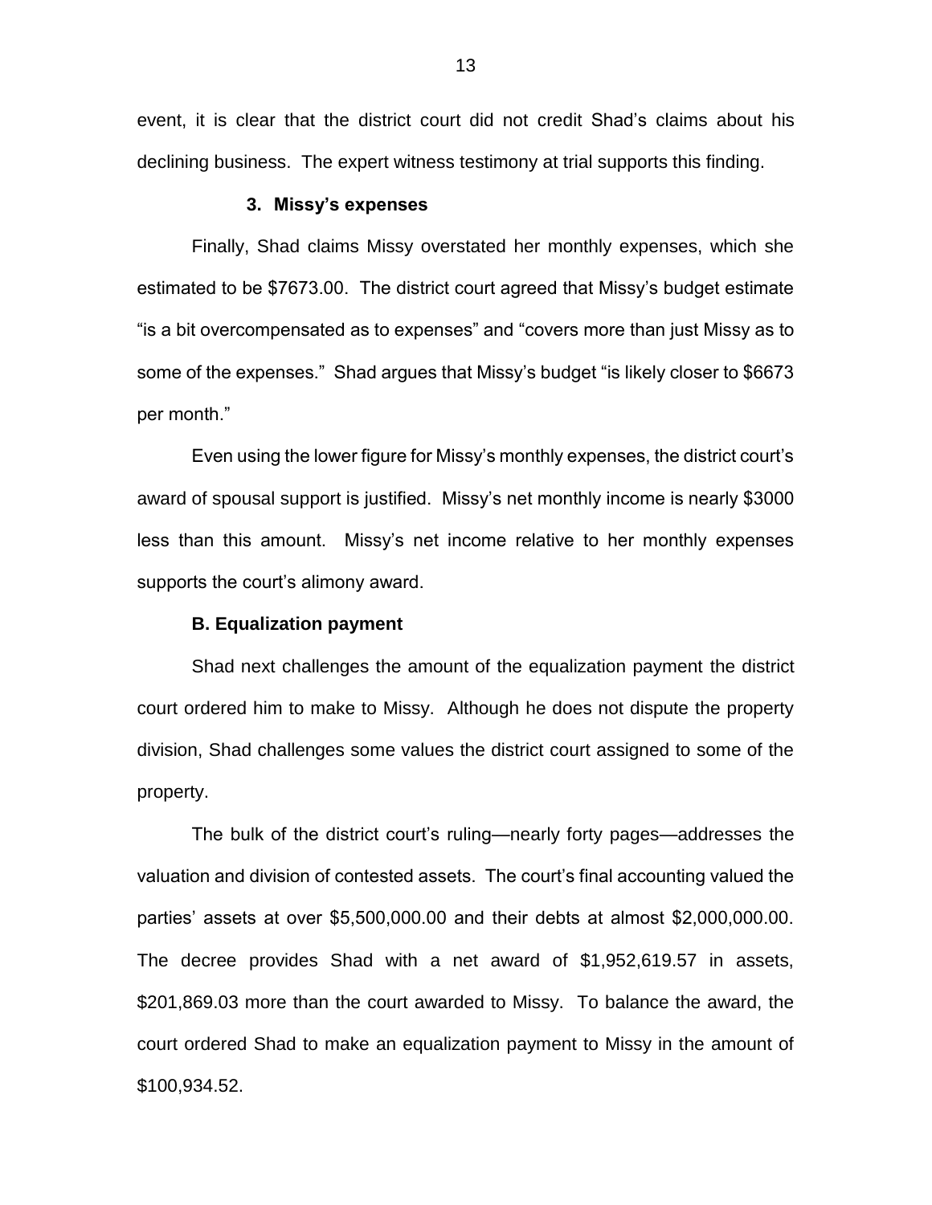event, it is clear that the district court did not credit Shad's claims about his declining business. The expert witness testimony at trial supports this finding.

### 3. Missy's expenses

Finally, Shad claims Missy overstated her monthly expenses, which she estimated to be $7673.00. The district court agreed that Missy's budget estimate "is a bit overcompensated as to expenses" and "covers more than just Missy as to some of the expenses." Shad argues that Missy's budget "is likely closer to $6673 per month."

Even using the lower figure for Missy's monthly expenses, the district court's award of spousal support is justified. Missy's net monthly income is nearly $3000 less than this amount. Missy's net income relative to her monthly expenses supports the court's alimony award.

## B. Equalization payment

Shad next challenges the amount of the equalization payment the district court ordered him to make to Missy. Although he does not dispute the property division, Shad challenges some values the district court assigned to some of the property.

The bulk of the district court's ruling—nearly forty pages—addresses the valuation and division of contested assets. The court's final accounting valued the parties' assets at over $5,500,000.00 and their debts at almost $2,000,000.00. The decree provides Shad with a net award of $1,952,619.57 in assets, $201,869.03 more than the court awarded to Missy. To balance the award, the court ordered Shad to make an equalization payment to Missy in the amount of $100,934.52.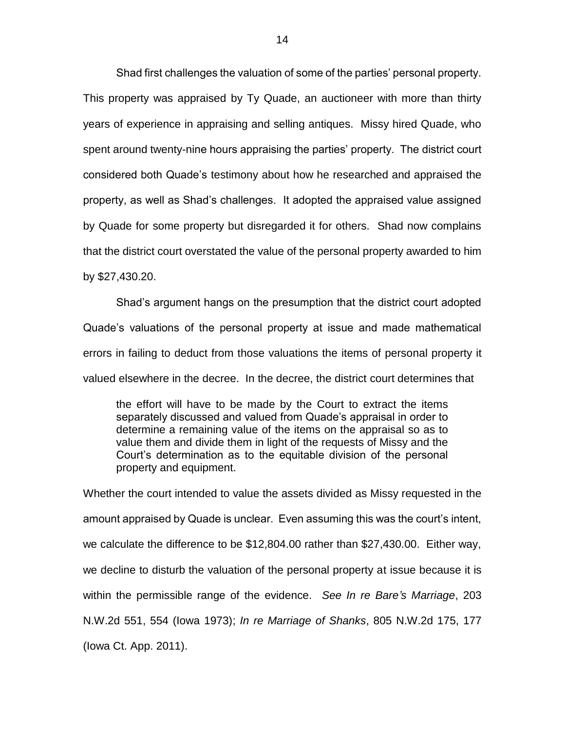Shad first challenges the valuation of some of the parties' personal property. This property was appraised by Ty Quade, an auctioneer with more than thirty years of experience in appraising and selling antiques. Missy hired Quade, who spent around twenty-nine hours appraising the parties' property. The district court considered both Quade's testimony about how he researched and appraised the property, as well as Shad's challenges. It adopted the appraised value assigned by Quade for some property but disregarded it for others. Shad now complains that the district court overstated the value of the personal property awarded to him by $27,430.20.

Shad's argument hangs on the presumption that the district court adopted Quade's valuations of the personal property at issue and made mathematical errors in failing to deduct from those valuations the items of personal property it valued elsewhere in the decree. In the decree, the district court determines that

> the effort will have to be made by the Court to extract the items separately discussed and valued from Quade's appraisal in order to determine a remaining value of the items on the appraisal so as to value them and divide them in light of the requests of Missy and the Court's determination as to the equitable division of the personal property and equipment.

Whether the court intended to value the assets divided as Missy requested in the amount appraised by Quade is unclear. Even assuming this was the court's intent, we calculate the difference to be $12,804.00 rather than $27,430.00. Either way, we decline to disturb the valuation of the personal property at issue because it is within the permissible range of the evidence. *See In re Bare's Marriage*, 203 N.W.2d 551, 554 (Iowa 1973); *In re Marriage of Shanks*, 805 N.W.2d 175, 177 (Iowa Ct. App. 2011).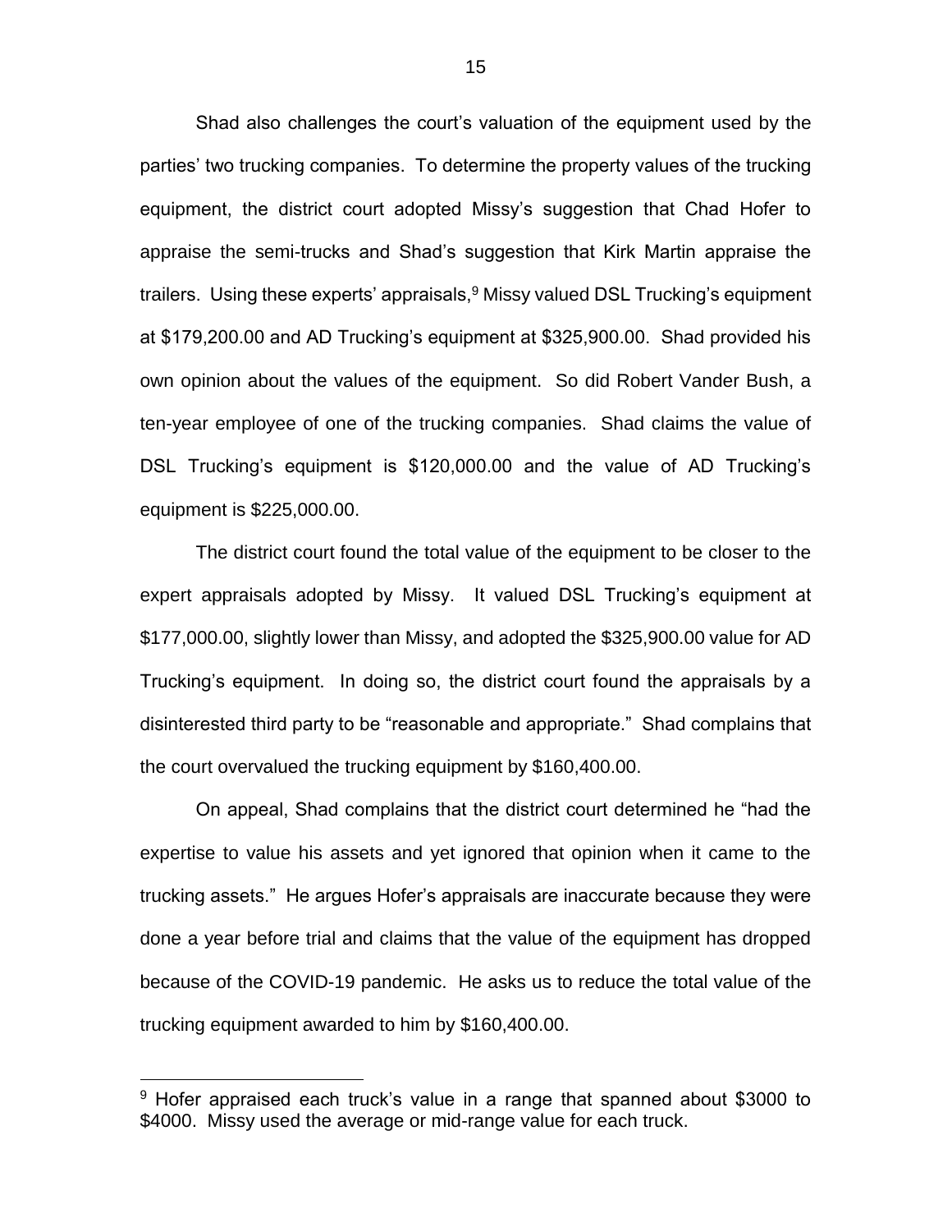Shad also challenges the court's valuation of the equipment used by the parties' two trucking companies. To determine the property values of the trucking equipment, the district court adopted Missy's suggestion that Chad Hofer to appraise the semi-trucks and Shad's suggestion that Kirk Martin appraise the trailers. Using these experts' appraisals,[9] Missy valued DSL Trucking's equipment at $179,200.00 and AD Trucking's equipment at $325,900.00. Shad provided his own opinion about the values of the equipment. So did Robert Vander Bush, a ten-year employee of one of the trucking companies. Shad claims the value of DSL Trucking's equipment is $120,000.00 and the value of AD Trucking's equipment is $225,000.00.

The district court found the total value of the equipment to be closer to the expert appraisals adopted by Missy. It valued DSL Trucking's equipment at $177,000.00, slightly lower than Missy, and adopted the $325,900.00 value for AD Trucking's equipment. In doing so, the district court found the appraisals by a disinterested third party to be "reasonable and appropriate." Shad complains that the court overvalued the trucking equipment by $160,400.00.

On appeal, Shad complains that the district court determined he "had the expertise to value his assets and yet ignored that opinion when it came to the trucking assets." He argues Hofer's appraisals are inaccurate because they were done a year before trial and claims that the value of the equipment has dropped because of the COVID-19 pandemic. He asks us to reduce the total value of the trucking equipment awarded to him by $160,400.00.

---

[9] Hofer appraised each truck's value in a range that spanned about $3000 to $4000. Missy used the average or mid-range value for each truck.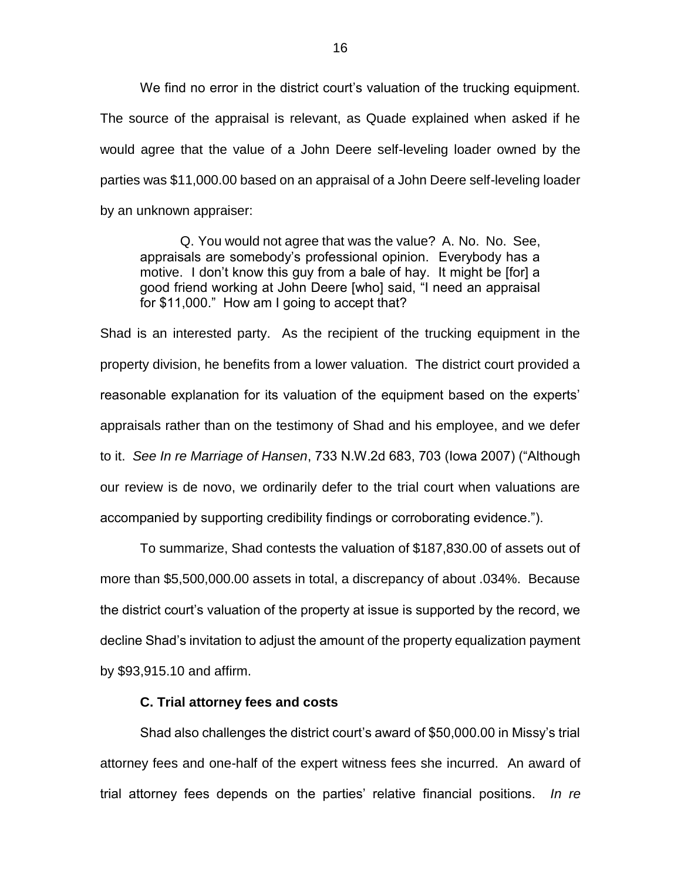We find no error in the district court's valuation of the trucking equipment. The source of the appraisal is relevant, as Quade explained when asked if he would agree that the value of a John Deere self-leveling loader owned by the parties was $11,000.00 based on an appraisal of a John Deere self-leveling loader by an unknown appraiser:

> Q. You would not agree that was the value? A. No. No. See, appraisals are somebody's professional opinion. Everybody has a motive. I don't know this guy from a bale of hay. It might be [for] a good friend working at John Deere [who] said, "I need an appraisal for $11,000." How am I going to accept that?

Shad is an interested party. As the recipient of the trucking equipment in the property division, he benefits from a lower valuation. The district court provided a reasonable explanation for its valuation of the equipment based on the experts' appraisals rather than on the testimony of Shad and his employee, and we defer to it. *See In re Marriage of Hansen*, 733 N.W.2d 683, 703 (Iowa 2007) ("Although our review is de novo, we ordinarily defer to the trial court when valuations are accompanied by supporting credibility findings or corroborating evidence.").

To summarize, Shad contests the valuation of $187,830.00 of assets out of more than $5,500,000.00 assets in total, a discrepancy of about .034%. Because the district court's valuation of the property at issue is supported by the record, we decline Shad's invitation to adjust the amount of the property equalization payment by $93,915.10 and affirm.

### C. Trial attorney fees and costs

Shad also challenges the district court's award of $50,000.00 in Missy's trial attorney fees and one-half of the expert witness fees she incurred. An award of trial attorney fees depends on the parties' relative financial positions. *In re*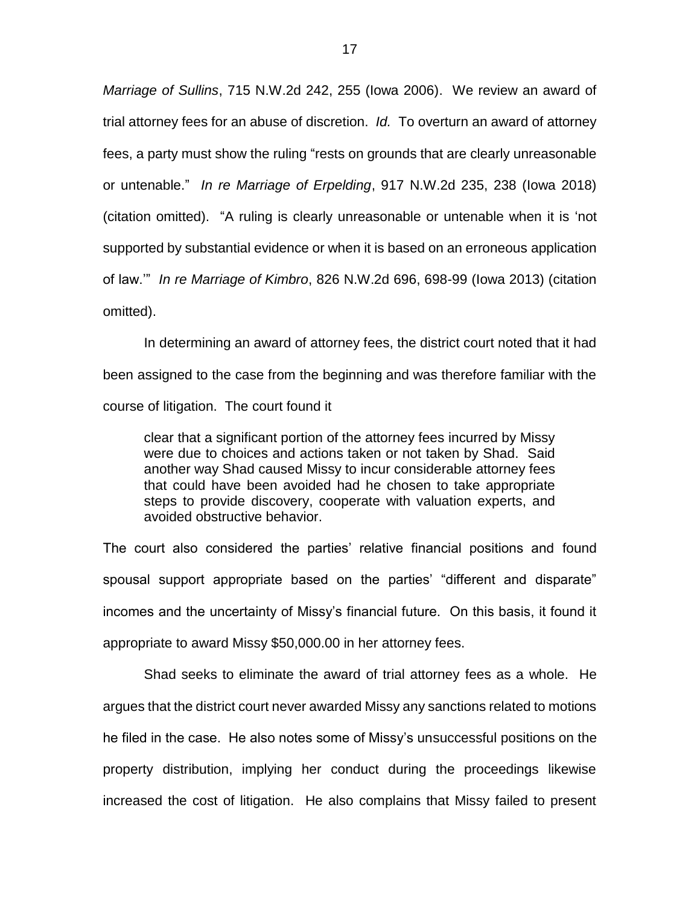*Marriage of Sullins*, 715 N.W.2d 242, 255 (Iowa 2006). We review an award of trial attorney fees for an abuse of discretion. *Id.* To overturn an award of attorney fees, a party must show the ruling "rests on grounds that are clearly unreasonable or untenable." *In re Marriage of Erpelding*, 917 N.W.2d 235, 238 (Iowa 2018) (citation omitted). "A ruling is clearly unreasonable or untenable when it is 'not supported by substantial evidence or when it is based on an erroneous application of law.'" *In re Marriage of Kimbro*, 826 N.W.2d 696, 698-99 (Iowa 2013) (citation omitted).

In determining an award of attorney fees, the district court noted that it had been assigned to the case from the beginning and was therefore familiar with the course of litigation. The court found it

> clear that a significant portion of the attorney fees incurred by Missy were due to choices and actions taken or not taken by Shad. Said another way Shad caused Missy to incur considerable attorney fees that could have been avoided had he chosen to take appropriate steps to provide discovery, cooperate with valuation experts, and avoided obstructive behavior.

The court also considered the parties' relative financial positions and found spousal support appropriate based on the parties' "different and disparate" incomes and the uncertainty of Missy's financial future. On this basis, it found it appropriate to award Missy $50,000.00 in her attorney fees.

Shad seeks to eliminate the award of trial attorney fees as a whole. He argues that the district court never awarded Missy any sanctions related to motions he filed in the case. He also notes some of Missy's unsuccessful positions on the property distribution, implying her conduct during the proceedings likewise increased the cost of litigation. He also complains that Missy failed to present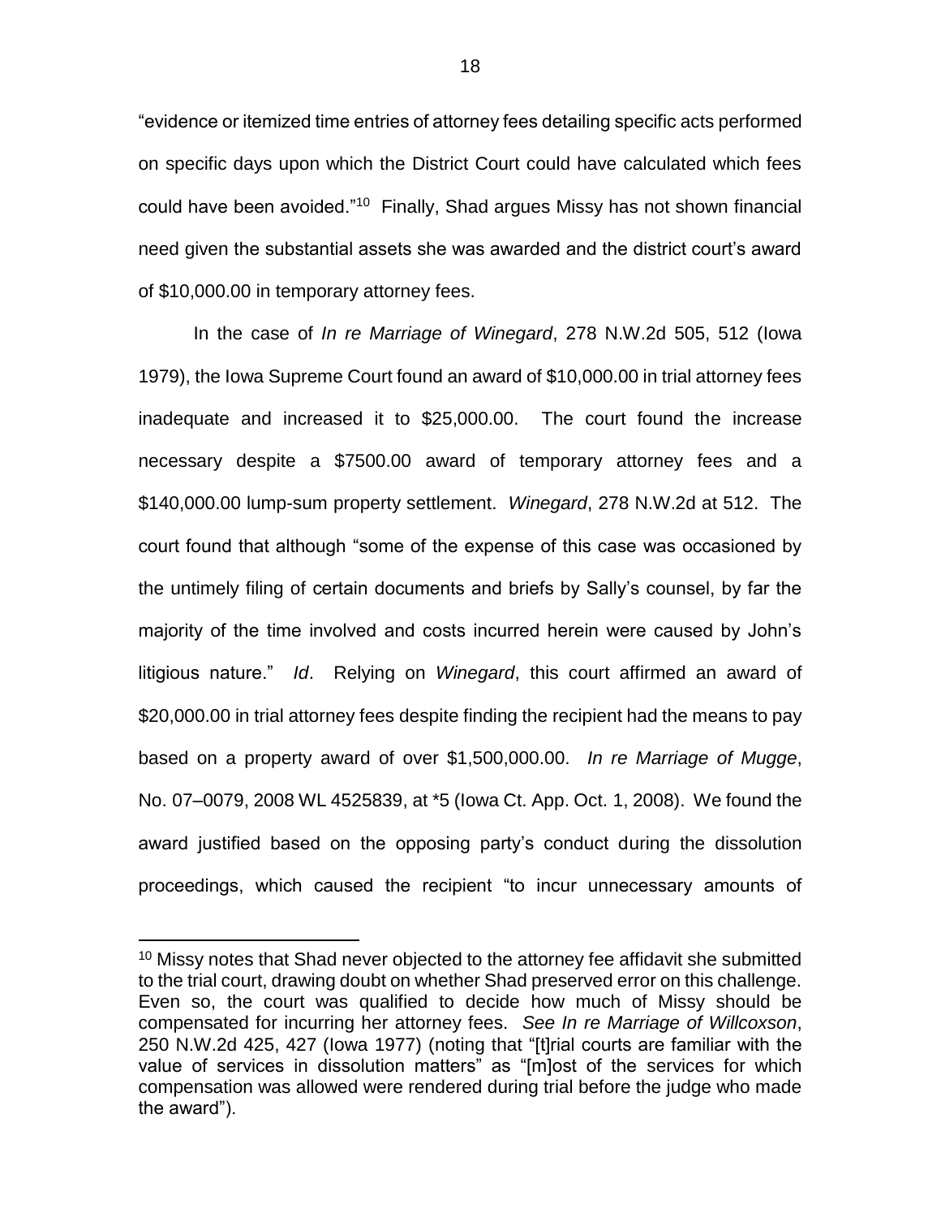"evidence or itemized time entries of attorney fees detailing specific acts performed on specific days upon which the District Court could have calculated which fees could have been avoided."[10] Finally, Shad argues Missy has not shown financial need given the substantial assets she was awarded and the district court's award of $10,000.00 in temporary attorney fees.

In the case of *In re Marriage of Winegard*, 278 N.W.2d 505, 512 (Iowa 1979), the Iowa Supreme Court found an award of $10,000.00 in trial attorney fees inadequate and increased it to $25,000.00. The court found the increase necessary despite a $7500.00 award of temporary attorney fees and a $140,000.00 lump-sum property settlement. *Winegard*, 278 N.W.2d at 512. The court found that although "some of the expense of this case was occasioned by the untimely filing of certain documents and briefs by Sally's counsel, by far the majority of the time involved and costs incurred herein were caused by John's litigious nature." *Id*. Relying on *Winegard*, this court affirmed an award of $20,000.00 in trial attorney fees despite finding the recipient had the means to pay based on a property award of over $1,500,000.00. *In re Marriage of Mugge*, No. 07–0079, 2008 WL 4525839, at *5 (Iowa Ct. App. Oct. 1, 2008). We found the award justified based on the opposing party's conduct during the dissolution proceedings, which caused the recipient "to incur unnecessary amounts of

[10] Missy notes that Shad never objected to the attorney fee affidavit she submitted to the trial court, drawing doubt on whether Shad preserved error on this challenge. Even so, the court was qualified to decide how much of Missy should be compensated for incurring her attorney fees. *See In re Marriage of Willcoxson*, 250 N.W.2d 425, 427 (Iowa 1977) (noting that "[t]rial courts are familiar with the value of services in dissolution matters" as "[m]ost of the services for which compensation was allowed were rendered during trial before the judge who made the award").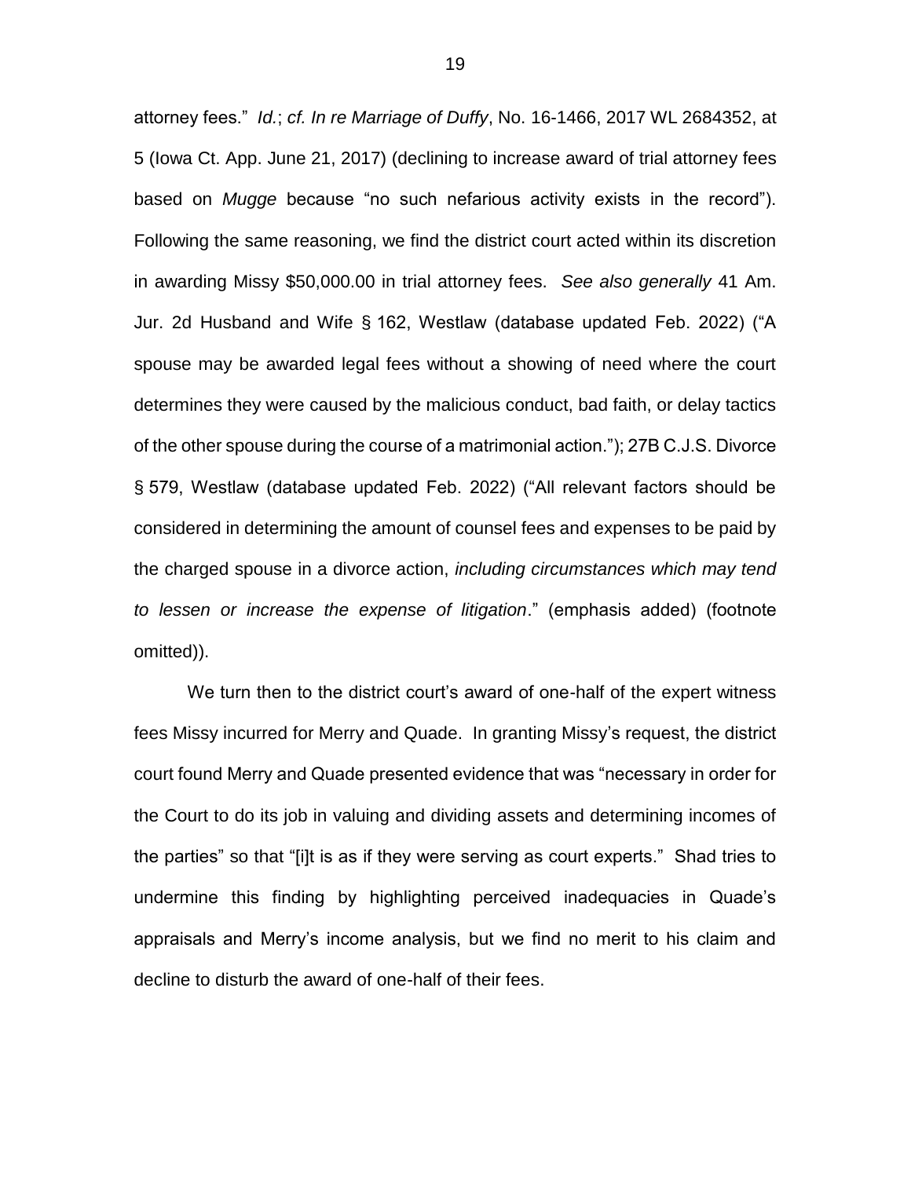attorney fees." *Id.*; *cf. In re Marriage of Duffy*, No. 16-1466, 2017 WL 2684352, at 5 (Iowa Ct. App. June 21, 2017) (declining to increase award of trial attorney fees based on *Mugge* because "no such nefarious activity exists in the record"). Following the same reasoning, we find the district court acted within its discretion in awarding Missy $50,000.00 in trial attorney fees. *See also generally* 41 Am. Jur. 2d Husband and Wife § 162, Westlaw (database updated Feb. 2022) ("A spouse may be awarded legal fees without a showing of need where the court determines they were caused by the malicious conduct, bad faith, or delay tactics of the other spouse during the course of a matrimonial action."); 27B C.J.S. Divorce § 579, Westlaw (database updated Feb. 2022) ("All relevant factors should be considered in determining the amount of counsel fees and expenses to be paid by the charged spouse in a divorce action, *including circumstances which may tend to lessen or increase the expense of litigation*." (emphasis added) (footnote omitted)).

We turn then to the district court's award of one-half of the expert witness fees Missy incurred for Merry and Quade. In granting Missy's request, the district court found Merry and Quade presented evidence that was "necessary in order for the Court to do its job in valuing and dividing assets and determining incomes of the parties" so that "[i]t is as if they were serving as court experts." Shad tries to undermine this finding by highlighting perceived inadequacies in Quade's appraisals and Merry's income analysis, but we find no merit to his claim and decline to disturb the award of one-half of their fees.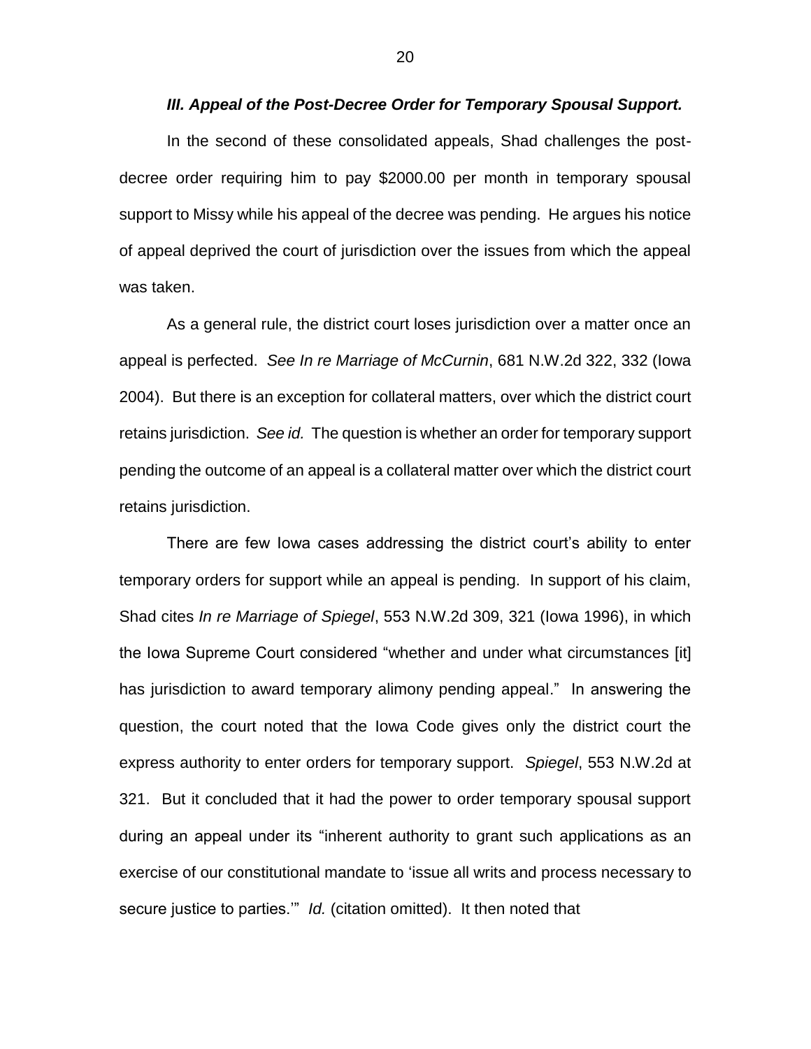### *III. Appeal of the Post-Decree Order for Temporary Spousal Support.*

In the second of these consolidated appeals, Shad challenges the post-decree order requiring him to pay $2000.00 per month in temporary spousal support to Missy while his appeal of the decree was pending. He argues his notice of appeal deprived the court of jurisdiction over the issues from which the appeal was taken.

As a general rule, the district court loses jurisdiction over a matter once an appeal is perfected. *See In re Marriage of McCurnin*, 681 N.W.2d 322, 332 (Iowa 2004). But there is an exception for collateral matters, over which the district court retains jurisdiction. *See id.* The question is whether an order for temporary support pending the outcome of an appeal is a collateral matter over which the district court retains jurisdiction.

There are few Iowa cases addressing the district court's ability to enter temporary orders for support while an appeal is pending. In support of his claim, Shad cites *In re Marriage of Spiegel*, 553 N.W.2d 309, 321 (Iowa 1996), in which the Iowa Supreme Court considered "whether and under what circumstances [it] has jurisdiction to award temporary alimony pending appeal." In answering the question, the court noted that the Iowa Code gives only the district court the express authority to enter orders for temporary support. *Spiegel*, 553 N.W.2d at 321. But it concluded that it had the power to order temporary spousal support during an appeal under its "inherent authority to grant such applications as an exercise of our constitutional mandate to 'issue all writs and process necessary to secure justice to parties.'" *Id.* (citation omitted). It then noted that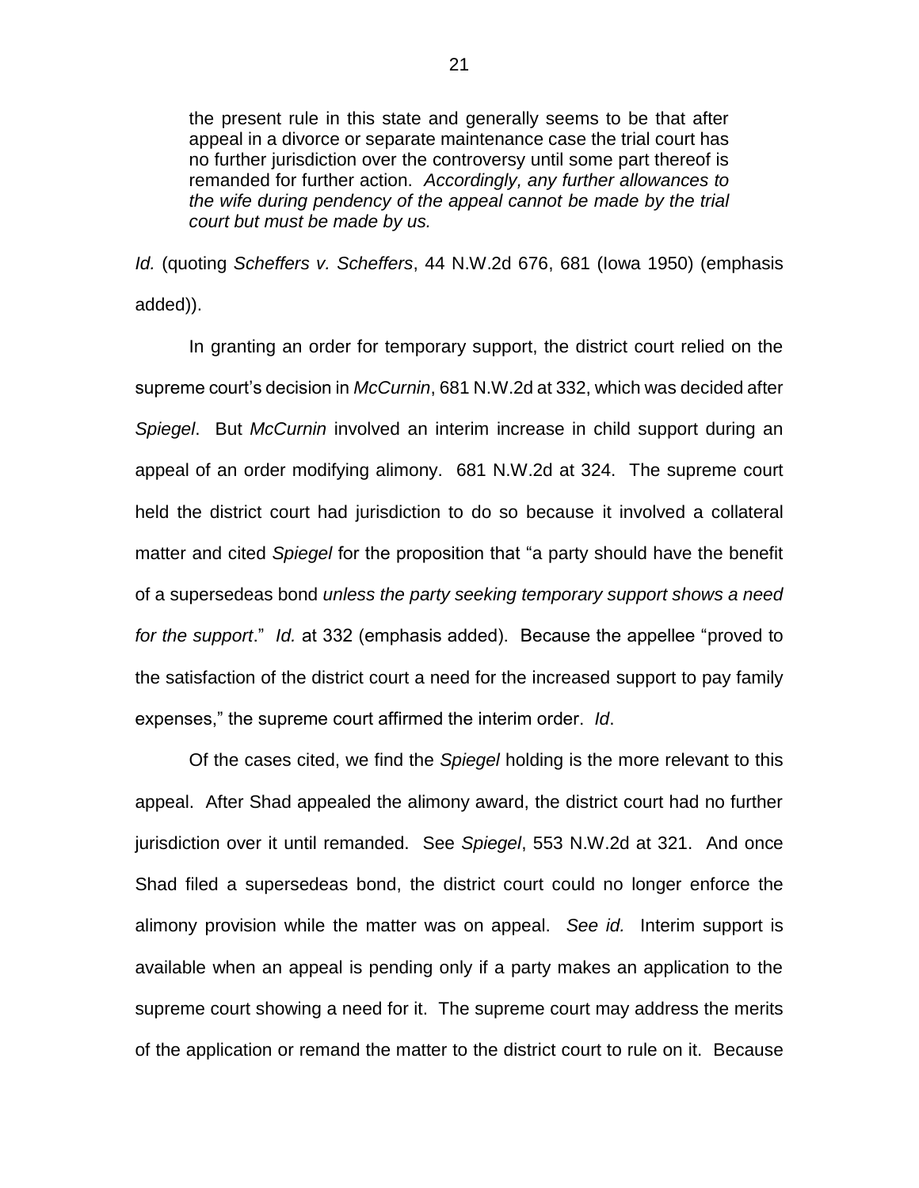> the present rule in this state and generally seems to be that after appeal in a divorce or separate maintenance case the trial court has no further jurisdiction over the controversy until some part thereof is remanded for further action. *Accordingly, any further allowances to the wife during pendency of the appeal cannot be made by the trial court but must be made by us.*

*Id.* (quoting *Scheffers v. Scheffers*, 44 N.W.2d 676, 681 (Iowa 1950) (emphasis added)).

In granting an order for temporary support, the district court relied on the supreme court's decision in *McCurnin*, 681 N.W.2d at 332, which was decided after *Spiegel*. But *McCurnin* involved an interim increase in child support during an appeal of an order modifying alimony. 681 N.W.2d at 324. The supreme court held the district court had jurisdiction to do so because it involved a collateral matter and cited *Spiegel* for the proposition that "a party should have the benefit of a supersedeas bond *unless the party seeking temporary support shows a need for the support*." *Id.* at 332 (emphasis added). Because the appellee "proved to the satisfaction of the district court a need for the increased support to pay family expenses," the supreme court affirmed the interim order. *Id*.

Of the cases cited, we find the *Spiegel* holding is the more relevant to this appeal. After Shad appealed the alimony award, the district court had no further jurisdiction over it until remanded. See *Spiegel*, 553 N.W.2d at 321. And once Shad filed a supersedeas bond, the district court could no longer enforce the alimony provision while the matter was on appeal. *See id.* Interim support is available when an appeal is pending only if a party makes an application to the supreme court showing a need for it. The supreme court may address the merits of the application or remand the matter to the district court to rule on it. Because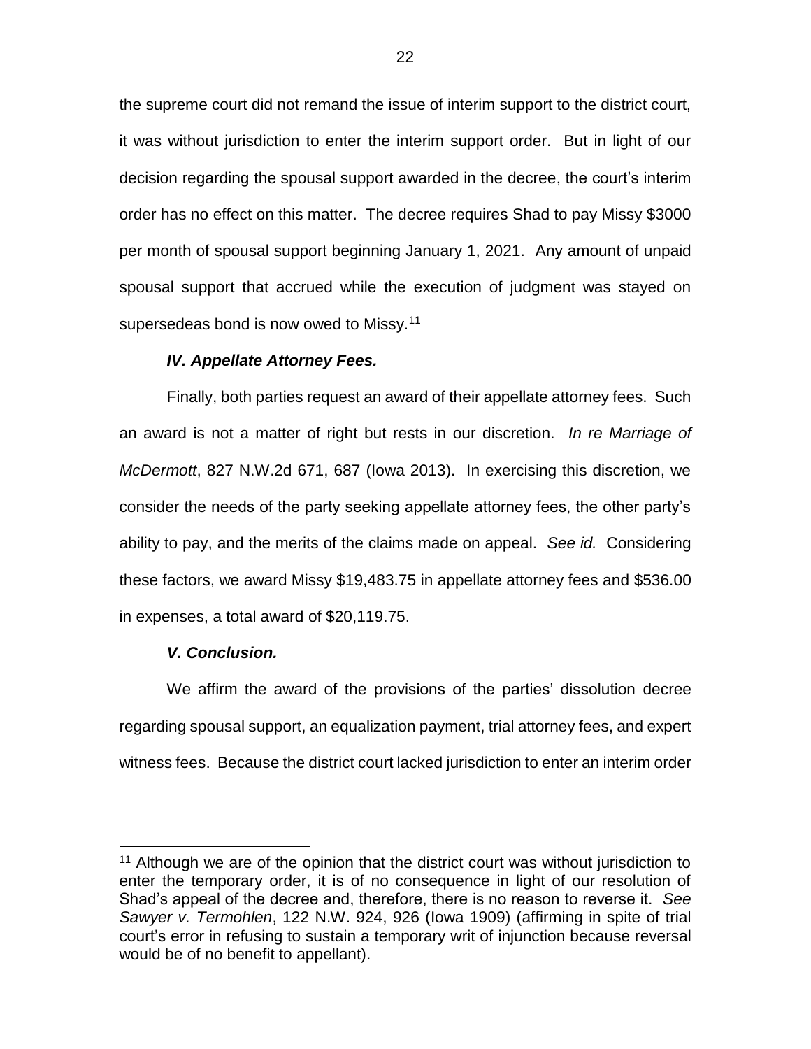the supreme court did not remand the issue of interim support to the district court, it was without jurisdiction to enter the interim support order. But in light of our decision regarding the spousal support awarded in the decree, the court's interim order has no effect on this matter. The decree requires Shad to pay Missy $3000 per month of spousal support beginning January 1, 2021. Any amount of unpaid spousal support that accrued while the execution of judgment was stayed on supersedeas bond is now owed to Missy.[11]

### *IV. Appellate Attorney Fees.*

Finally, both parties request an award of their appellate attorney fees. Such an award is not a matter of right but rests in our discretion. *In re Marriage of McDermott*, 827 N.W.2d 671, 687 (Iowa 2013). In exercising this discretion, we consider the needs of the party seeking appellate attorney fees, the other party's ability to pay, and the merits of the claims made on appeal. *See id.* Considering these factors, we award Missy $19,483.75 in appellate attorney fees and $536.00 in expenses, a total award of $20,119.75.

### *V. Conclusion.*

We affirm the award of the provisions of the parties' dissolution decree regarding spousal support, an equalization payment, trial attorney fees, and expert witness fees. Because the district court lacked jurisdiction to enter an interim order

---

[11] Although we are of the opinion that the district court was without jurisdiction to enter the temporary order, it is of no consequence in light of our resolution of Shad's appeal of the decree and, therefore, there is no reason to reverse it. *See Sawyer v. Termohlen*, 122 N.W. 924, 926 (Iowa 1909) (affirming in spite of trial court's error in refusing to sustain a temporary writ of injunction because reversal would be of no benefit to appellant).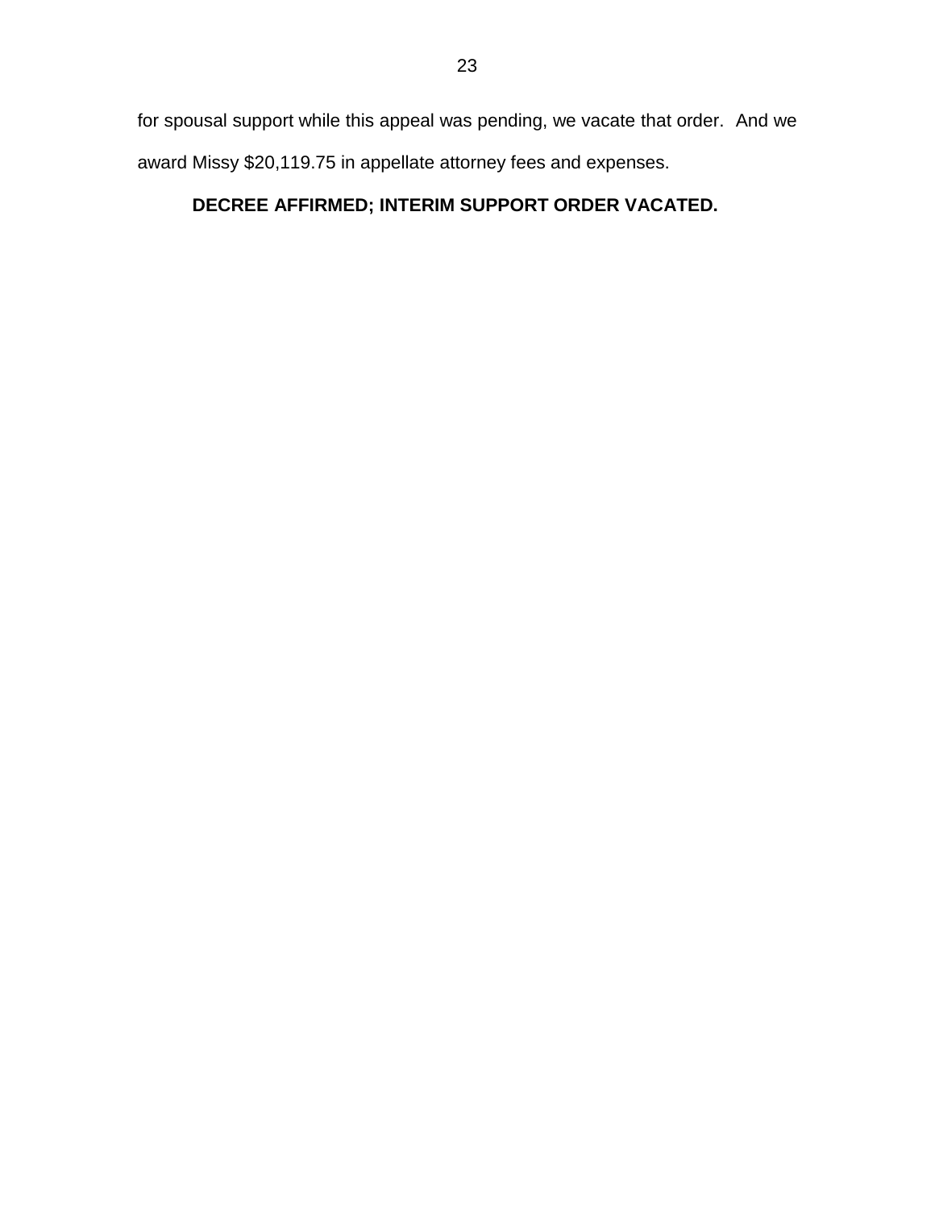for spousal support while this appeal was pending, we vacate that order. And we award Missy $20,119.75 in appellate attorney fees and expenses.

**DECREE AFFIRMED; INTERIM SUPPORT ORDER VACATED.**